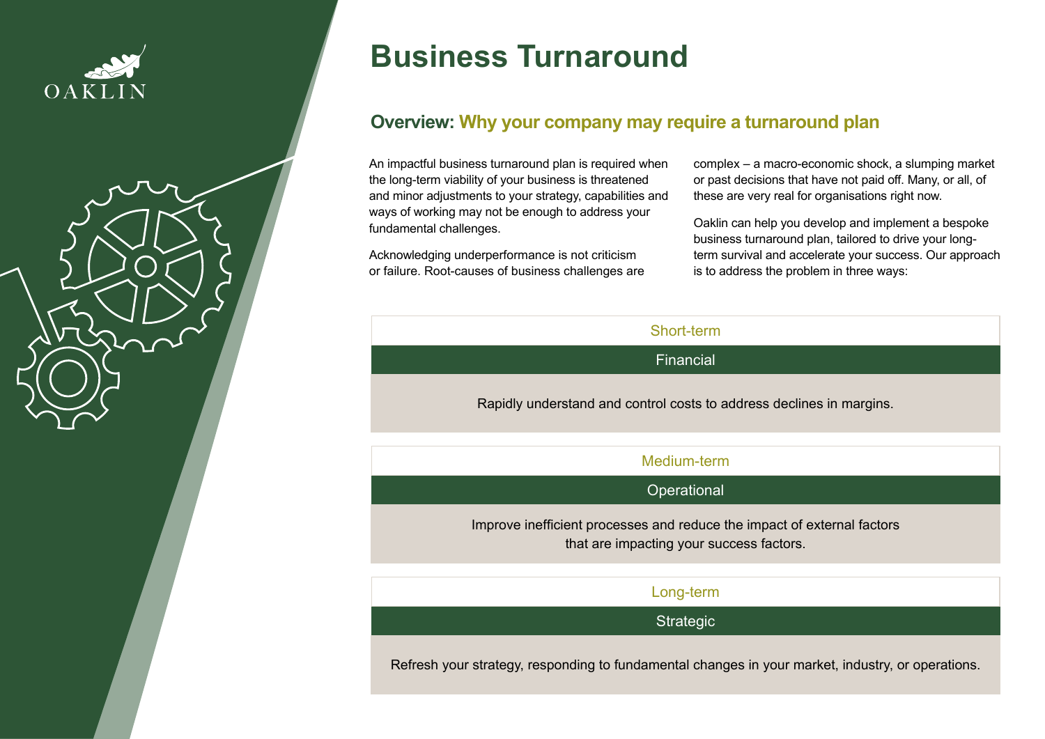OAKLIN

# Business Turnaround

## Overview: Why your company may require a turnaround plan

An impactful business turnaround plan is required when the long-term viability of your business is threatened and minor adjustments to your strategy, capabilities and ways of working may not be enough to address your fundamental challenges.

Acknowledging underperformance is not criticism or failure. Root-causes of business challenges are complex – a macro-economic shock, a slumping market or past decisions that have not paid off. Many, or all, of these are very real for organisations right now.

Oaklin can help you develop and implement a bespoke business turnaround plan, tailored to drive your long-term survival and accelerate your success. Our approach is to address the problem in three ways:

### Short-term

**Financial**

Rapidly understand and control costs to address declines in margins.

### Medium-term

**Operational**

Improve inefficient processes and reduce the impact of external factors that are impacting your success factors.

### Long-term

**Strategic**

Refresh your strategy, responding to fundamental changes in your market, industry, or operations.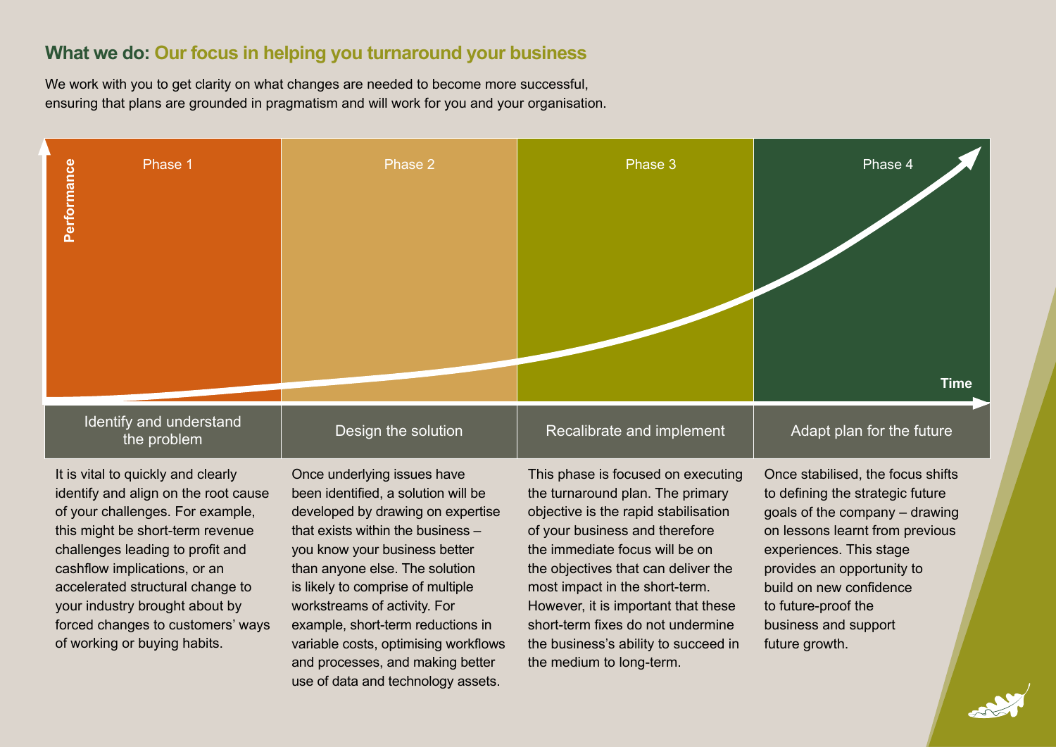## What we do: Our focus in helping you turnaround your business

We work with you to get clarity on what changes are needed to become more successful, ensuring that plans are grounded in pragmatism and will work for you and your organisation.

Performance

Time

### Phase 1

**Identify and understand the problem**

It is vital to quickly and clearly identify and align on the root cause of your challenges. For example, this might be short-term revenue challenges leading to profit and cashflow implications, or an accelerated structural change to your industry brought about by forced changes to customers' ways of working or buying habits.

### Phase 2

**Design the solution**

Once underlying issues have been identified, a solution will be developed by drawing on expertise that exists within the business – you know your business better than anyone else. The solution is likely to comprise of multiple workstreams of activity. For example, short-term reductions in variable costs, optimising workflows and processes, and making better use of data and technology assets.

### Phase 3

**Recalibrate and implement**

This phase is focused on executing the turnaround plan. The primary objective is the rapid stabilisation of your business and therefore the immediate focus will be on the objectives that can deliver the most impact in the short-term. However, it is important that these short-term fixes do not undermine the business's ability to succeed in the medium to long-term.

### Phase 4

**Adapt plan for the future**

Once stabilised, the focus shifts to defining the strategic future goals of the company – drawing on lessons learnt from previous experiences. This stage provides an opportunity to build on new confidence to future-proof the business and support future growth.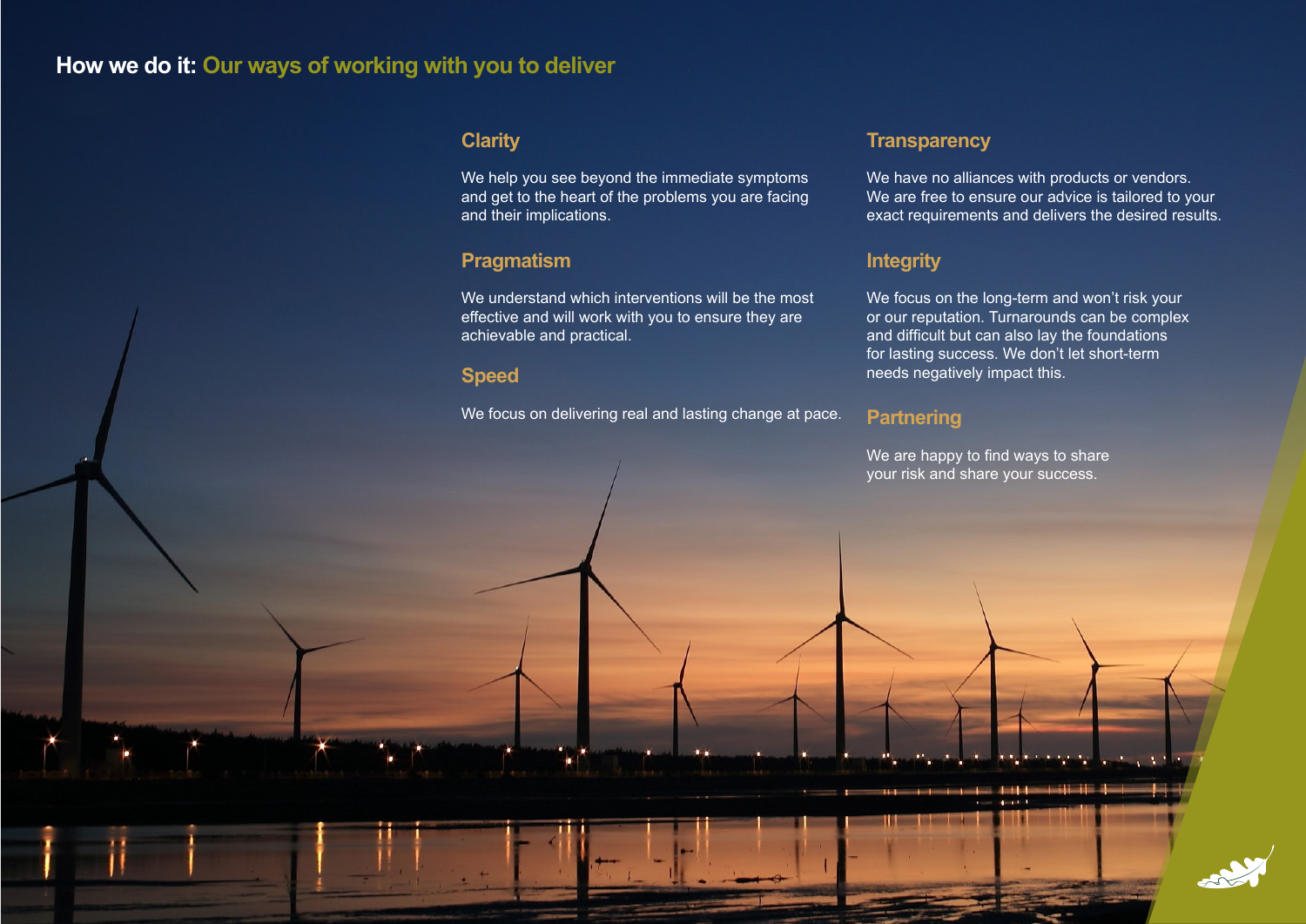## How we do it: Our ways of working with you to deliver

### Clarity

We help you see beyond the immediate symptoms and get to the heart of the problems you are facing and their implications.

### Pragmatism

We understand which interventions will be the most effective and will work with you to ensure they are achievable and practical.

### Speed

We focus on delivering real and lasting change at pace.

### Transparency

We have no alliances with products or vendors. We are free to ensure our advice is tailored to your exact requirements and delivers the desired results.

### Integrity

We focus on the long-term and won't risk your or our reputation. Turnarounds can be complex and difficult but can also lay the foundations for lasting success. We don't let short-term needs negatively impact this.

### Partnering

We are happy to find ways to share your risk and share your success.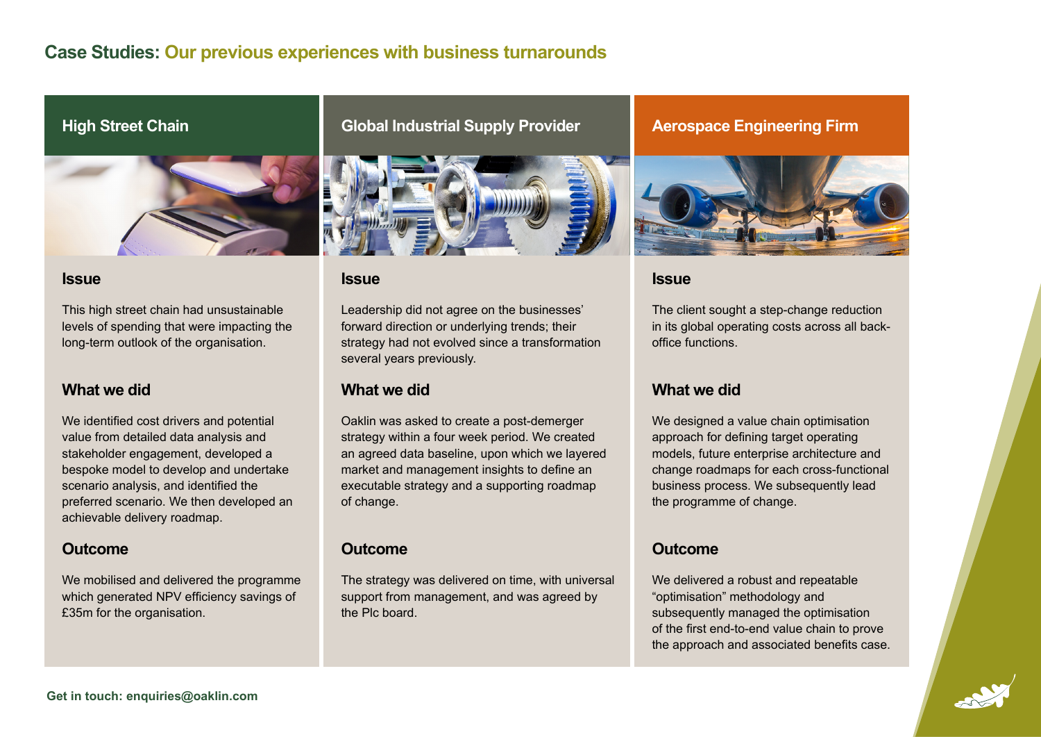# Case Studies: Our previous experiences with business turnarounds

## High Street Chain

### Issue

This high street chain had unsustainable levels of spending that were impacting the long-term outlook of the organisation.

### What we did

We identified cost drivers and potential value from detailed data analysis and stakeholder engagement, developed a bespoke model to develop and undertake scenario analysis, and identified the preferred scenario. We then developed an achievable delivery roadmap.

### Outcome

We mobilised and delivered the programme which generated NPV efficiency savings of £35m for the organisation.

## Global Industrial Supply Provider

### Issue

Leadership did not agree on the businesses' forward direction or underlying trends; their strategy had not evolved since a transformation several years previously.

### What we did

Oaklin was asked to create a post-demerger strategy within a four week period. We created an agreed data baseline, upon which we layered market and management insights to define an executable strategy and a supporting roadmap of change.

### Outcome

The strategy was delivered on time, with universal support from management, and was agreed by the Plc board.

## Aerospace Engineering Firm

### Issue

The client sought a step-change reduction in its global operating costs across all back-office functions.

### What we did

We designed a value chain optimisation approach for defining target operating models, future enterprise architecture and change roadmaps for each cross-functional business process. We subsequently lead the programme of change.

### Outcome

We delivered a robust and repeatable "optimisation" methodology and subsequently managed the optimisation of the first end-to-end value chain to prove the approach and associated benefits case.

**Get in touch: enquiries@oaklin.com**